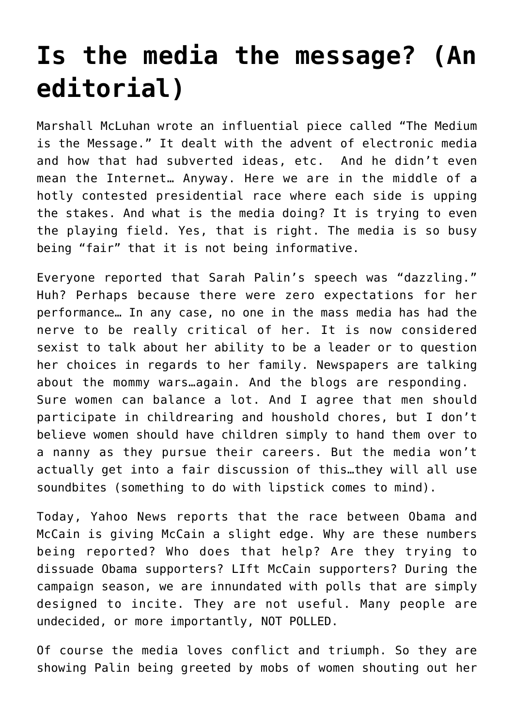# Is the media the message? (An editorial)

Marshall McLuhan wrote an influential piece called "The Medium is the Message." It dealt with the advent of electronic media and how that had subverted ideas, etc.  And he didn't even mean the Internet… Anyway. Here we are in the middle of a hotly contested presidential race where each side is upping the stakes. And what is the media doing? It is trying to even the playing field. Yes, that is right. The media is so busy being "fair" that it is not being informative.

Everyone reported that Sarah Palin's speech was "dazzling." Huh? Perhaps because there were zero expectations for her performance… In any case, no one in the mass media has had the nerve to be really critical of her. It is now considered sexist to talk about her ability to be a leader or to question her choices in regards to her family. Newspapers are talking about the mommy wars…again. And the blogs are responding.  Sure women can balance a lot. And I agree that men should participate in childrearing and houshold chores, but I don't believe women should have children simply to hand them over to a nanny as they pursue their careers. But the media won't actually get into a fair discussion of this…they will all use soundbites (something to do with lipstick comes to mind).

Today, Yahoo News reports that the race between Obama and McCain is giving McCain a slight edge. Why are these numbers being reported? Who does that help? Are they trying to dissuade Obama supporters? LIft McCain supporters? During the campaign season, we are innundated with polls that are simply designed to incite. They are not useful. Many people are undecided, or more importantly, NOT POLLED.

Of course the media loves conflict and triumph. So they are showing Palin being greeted by mobs of women shouting out her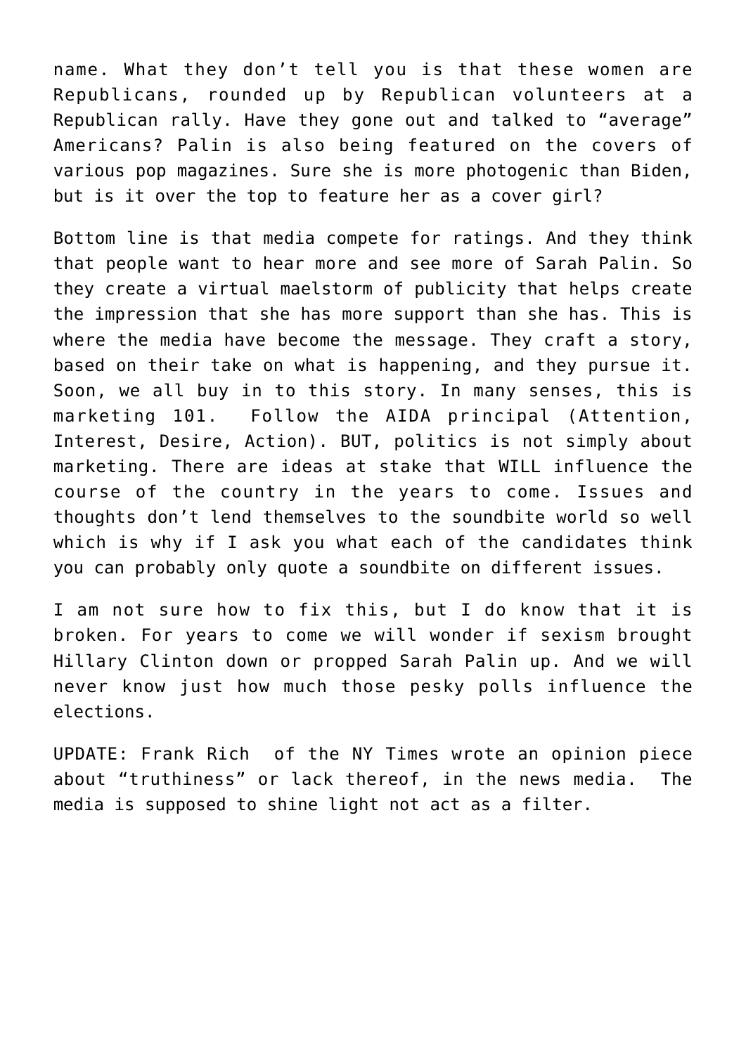name. What they don't tell you is that these women are Republicans, rounded up by Republican volunteers at a Republican rally. Have they gone out and talked to "average" Americans? Palin is also being featured on the covers of various pop magazines. Sure she is more photogenic than Biden, but is it over the top to feature her as a cover girl?

Bottom line is that media compete for ratings. And they think that people want to hear more and see more of Sarah Palin. So they create a virtual maelstorm of publicity that helps create the impression that she has more support than she has. This is where the media have become the message. They craft a story, based on their take on what is happening, and they pursue it. Soon, we all buy in to this story. In many senses, this is marketing 101. Follow the AIDA principal (Attention, Interest, Desire, Action). BUT, politics is not simply about marketing. There are ideas at stake that WILL influence the course of the country in the years to come. Issues and thoughts don't lend themselves to the soundbite world so well which is why if I ask you what each of the candidates think you can probably only quote a soundbite on different issues.

I am not sure how to fix this, but I do know that it is broken. For years to come we will wonder if sexism brought Hillary Clinton down or propped Sarah Palin up. And we will never know just how much those pesky polls influence the elections.

UPDATE: Frank Rich of the NY Times wrote an opinion piece about "truthiness" or lack thereof, in the news media. The media is supposed to shine light not act as a filter.